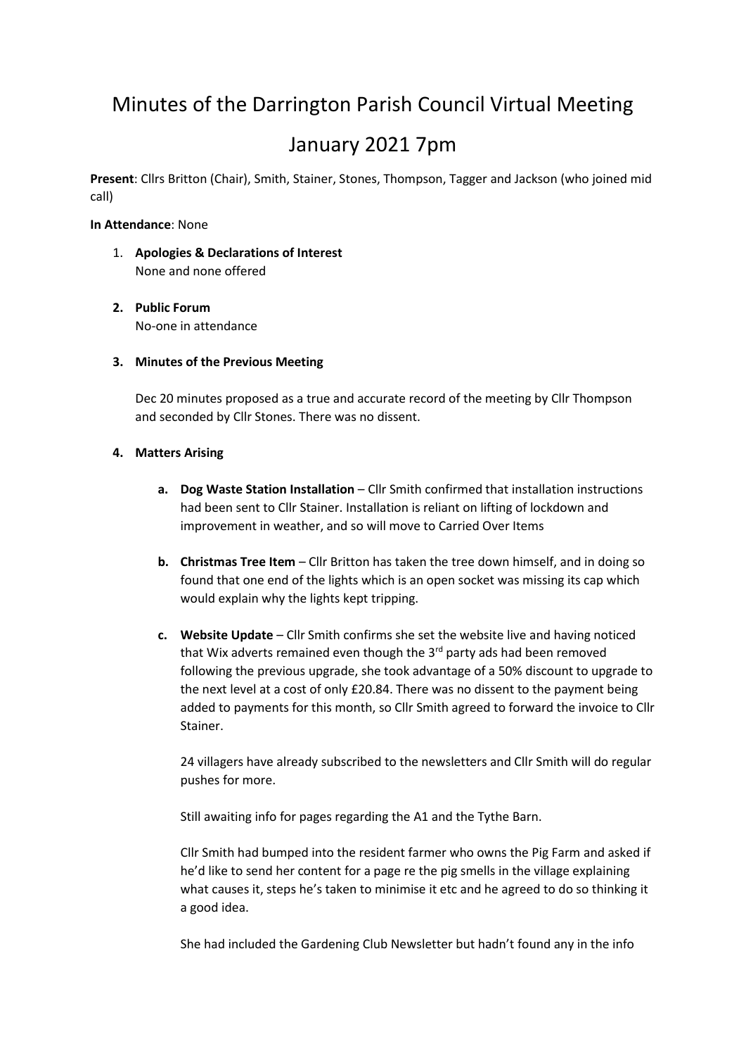# Minutes of the Darrington Parish Council Virtual Meeting

# January 2021 7pm

**Present**: Cllrs Britton (Chair), Smith, Stainer, Stones, Thompson, Tagger and Jackson (who joined mid call)

**In Attendance**: None

1. **Apologies & Declarations of Interest**
   None and none offered

2. **Public Forum**
   No-one in attendance

3. **Minutes of the Previous Meeting**

   Dec 20 minutes proposed as a true and accurate record of the meeting by Cllr Thompson and seconded by Cllr Stones. There was no dissent.

4. **Matters Arising**

   a. **Dog Waste Station Installation** – Cllr Smith confirmed that installation instructions had been sent to Cllr Stainer. Installation is reliant on lifting of lockdown and improvement in weather, and so will move to Carried Over Items

   b. **Christmas Tree Item** – Cllr Britton has taken the tree down himself, and in doing so found that one end of the lights which is an open socket was missing its cap which would explain why the lights kept tripping.

   c. **Website Update** – Cllr Smith confirms she set the website live and having noticed that Wix adverts remained even though the 3rd party ads had been removed following the previous upgrade, she took advantage of a 50% discount to upgrade to the next level at a cost of only £20.84. There was no dissent to the payment being added to payments for this month, so Cllr Smith agreed to forward the invoice to Cllr Stainer.

      24 villagers have already subscribed to the newsletters and Cllr Smith will do regular pushes for more.

      Still awaiting info for pages regarding the A1 and the Tythe Barn.

      Cllr Smith had bumped into the resident farmer who owns the Pig Farm and asked if he'd like to send her content for a page re the pig smells in the village explaining what causes it, steps he's taken to minimise it etc and he agreed to do so thinking it a good idea.

      She had included the Gardening Club Newsletter but hadn't found any in the info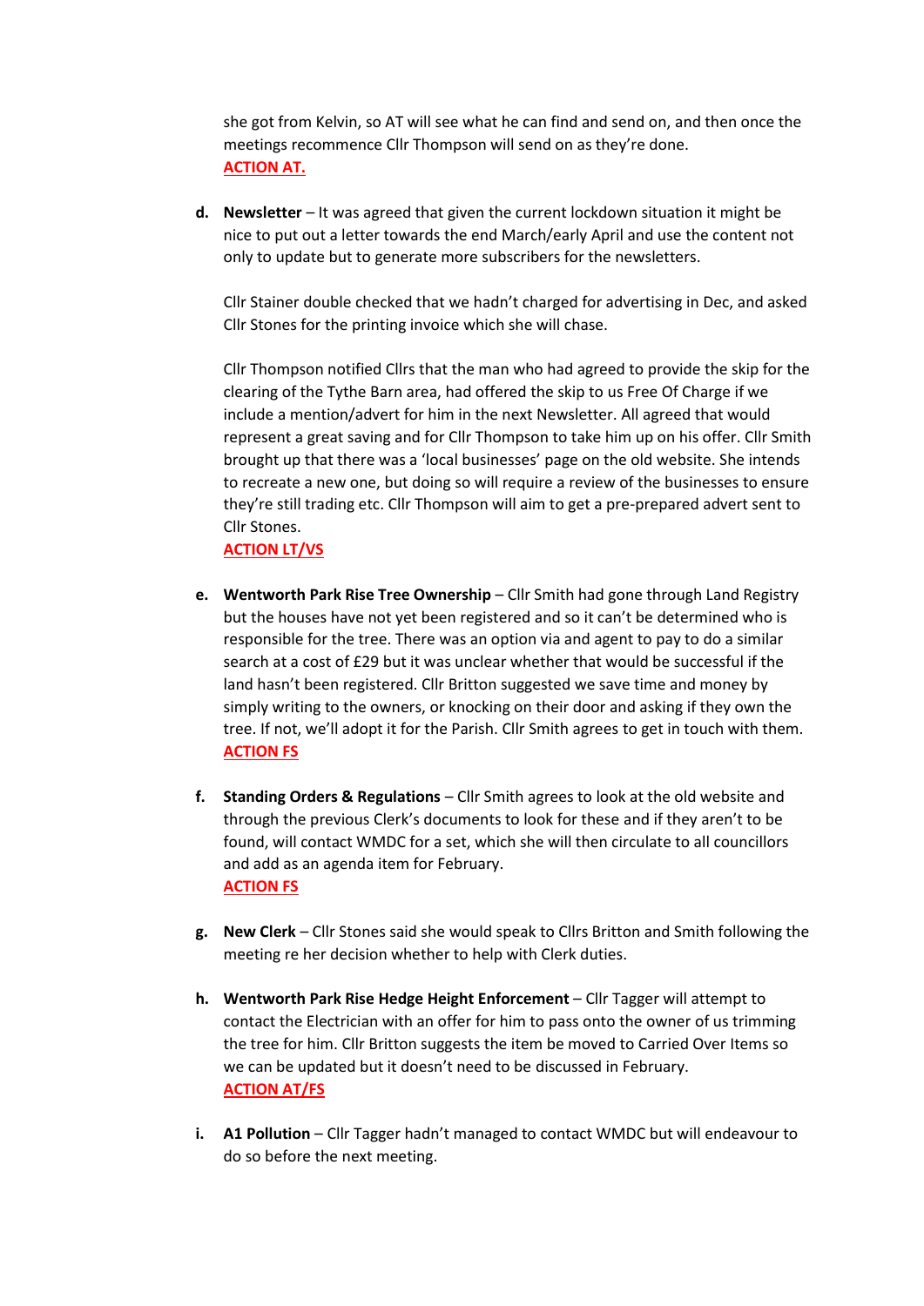she got from Kelvin, so AT will see what he can find and send on, and then once the meetings recommence Cllr Thompson will send on as they're done.
**ACTION AT.**

d. **Newsletter** – It was agreed that given the current lockdown situation it might be nice to put out a letter towards the end March/early April and use the content not only to update but to generate more subscribers for the newsletters.

   Cllr Stainer double checked that we hadn't charged for advertising in Dec, and asked Cllr Stones for the printing invoice which she will chase.

   Cllr Thompson notified Cllrs that the man who had agreed to provide the skip for the clearing of the Tythe Barn area, had offered the skip to us Free Of Charge if we include a mention/advert for him in the next Newsletter. All agreed that would represent a great saving and for Cllr Thompson to take him up on his offer. Cllr Smith brought up that there was a 'local businesses' page on the old website. She intends to recreate a new one, but doing so will require a review of the businesses to ensure they're still trading etc. Cllr Thompson will aim to get a pre-prepared advert sent to Cllr Stones.
   **ACTION LT/VS**

e. **Wentworth Park Rise Tree Ownership** – Cllr Smith had gone through Land Registry but the houses have not yet been registered and so it can't be determined who is responsible for the tree. There was an option via and agent to pay to do a similar search at a cost of £29 but it was unclear whether that would be successful if the land hasn't been registered. Cllr Britton suggested we save time and money by simply writing to the owners, or knocking on their door and asking if they own the tree. If not, we'll adopt it for the Parish. Cllr Smith agrees to get in touch with them.
   **ACTION FS**

f. **Standing Orders & Regulations** – Cllr Smith agrees to look at the old website and through the previous Clerk's documents to look for these and if they aren't to be found, will contact WMDC for a set, which she will then circulate to all councillors and add as an agenda item for February.
   **ACTION FS**

g. **New Clerk** – Cllr Stones said she would speak to Cllrs Britton and Smith following the meeting re her decision whether to help with Clerk duties.

h. **Wentworth Park Rise Hedge Height Enforcement** – Cllr Tagger will attempt to contact the Electrician with an offer for him to pass onto the owner of us trimming the tree for him. Cllr Britton suggests the item be moved to Carried Over Items so we can be updated but it doesn't need to be discussed in February.
   **ACTION AT/FS**

i. **A1 Pollution** – Cllr Tagger hadn't managed to contact WMDC but will endeavour to do so before the next meeting.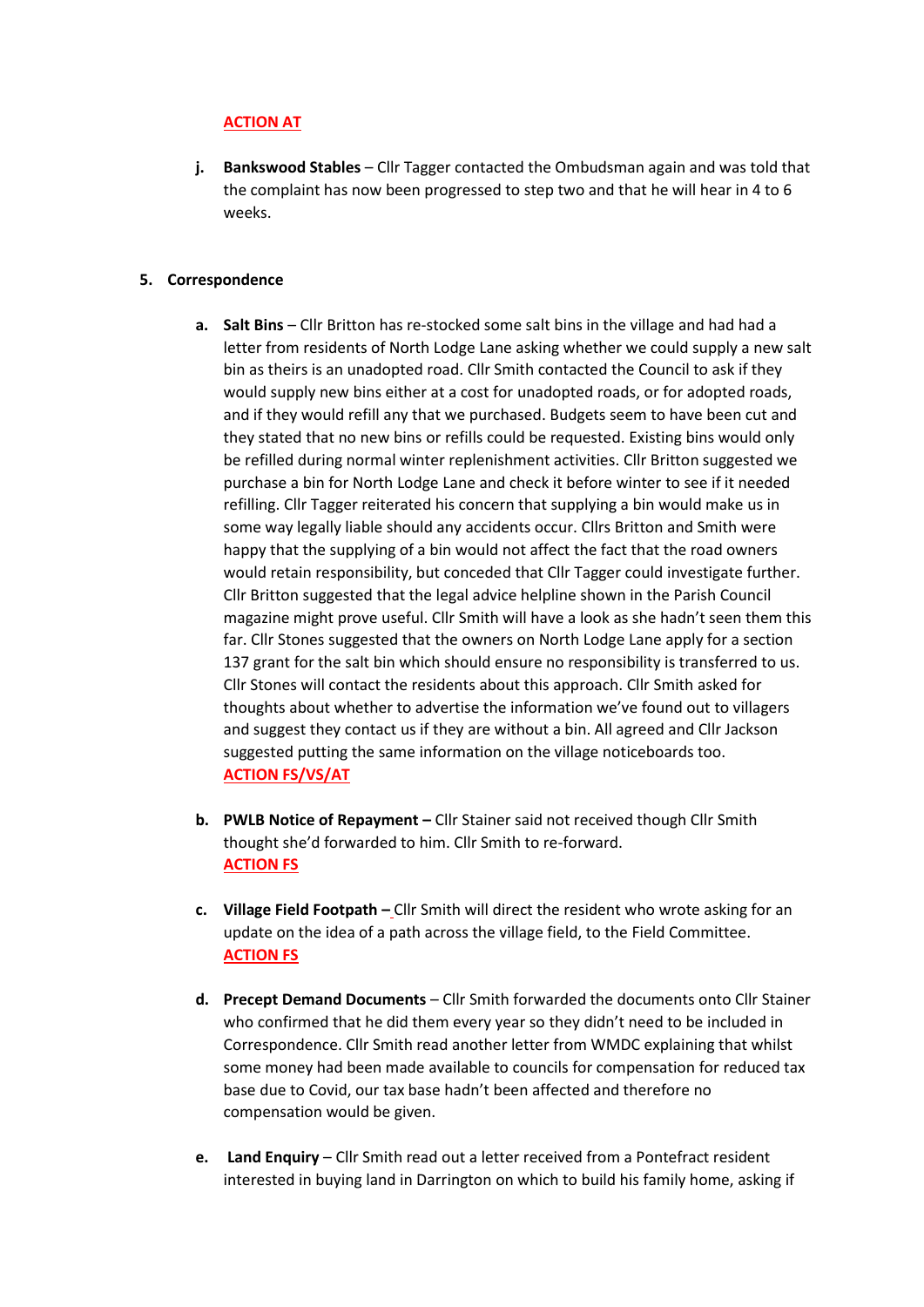**ACTION AT**

j. **Bankswood Stables** – Cllr Tagger contacted the Ombudsman again and was told that the complaint has now been progressed to step two and that he will hear in 4 to 6 weeks.

5. **Correspondence**

a. **Salt Bins** – Cllr Britton has re-stocked some salt bins in the village and had had a letter from residents of North Lodge Lane asking whether we could supply a new salt bin as theirs is an unadopted road. Cllr Smith contacted the Council to ask if they would supply new bins either at a cost for unadopted roads, or for adopted roads, and if they would refill any that we purchased. Budgets seem to have been cut and they stated that no new bins or refills could be requested. Existing bins would only be refilled during normal winter replenishment activities. Cllr Britton suggested we purchase a bin for North Lodge Lane and check it before winter to see if it needed refilling. Cllr Tagger reiterated his concern that supplying a bin would make us in some way legally liable should any accidents occur. Cllrs Britton and Smith were happy that the supplying of a bin would not affect the fact that the road owners would retain responsibility, but conceded that Cllr Tagger could investigate further. Cllr Britton suggested that the legal advice helpline shown in the Parish Council magazine might prove useful. Cllr Smith will have a look as she hadn't seen them this far. Cllr Stones suggested that the owners on North Lodge Lane apply for a section 137 grant for the salt bin which should ensure no responsibility is transferred to us. Cllr Stones will contact the residents about this approach. Cllr Smith asked for thoughts about whether to advertise the information we've found out to villagers and suggest they contact us if they are without a bin. All agreed and Cllr Jackson suggested putting the same information on the village noticeboards too.
**ACTION FS/VS/AT**

b. **PWLB Notice of Repayment –** Cllr Stainer said not received though Cllr Smith thought she'd forwarded to him. Cllr Smith to re-forward.
**ACTION FS**

c. **Village Field Footpath –** Cllr Smith will direct the resident who wrote asking for an update on the idea of a path across the village field, to the Field Committee.
**ACTION FS**

d. **Precept Demand Documents** – Cllr Smith forwarded the documents onto Cllr Stainer who confirmed that he did them every year so they didn't need to be included in Correspondence. Cllr Smith read another letter from WMDC explaining that whilst some money had been made available to councils for compensation for reduced tax base due to Covid, our tax base hadn't been affected and therefore no compensation would be given.

e. **Land Enquiry** – Cllr Smith read out a letter received from a Pontefract resident interested in buying land in Darrington on which to build his family home, asking if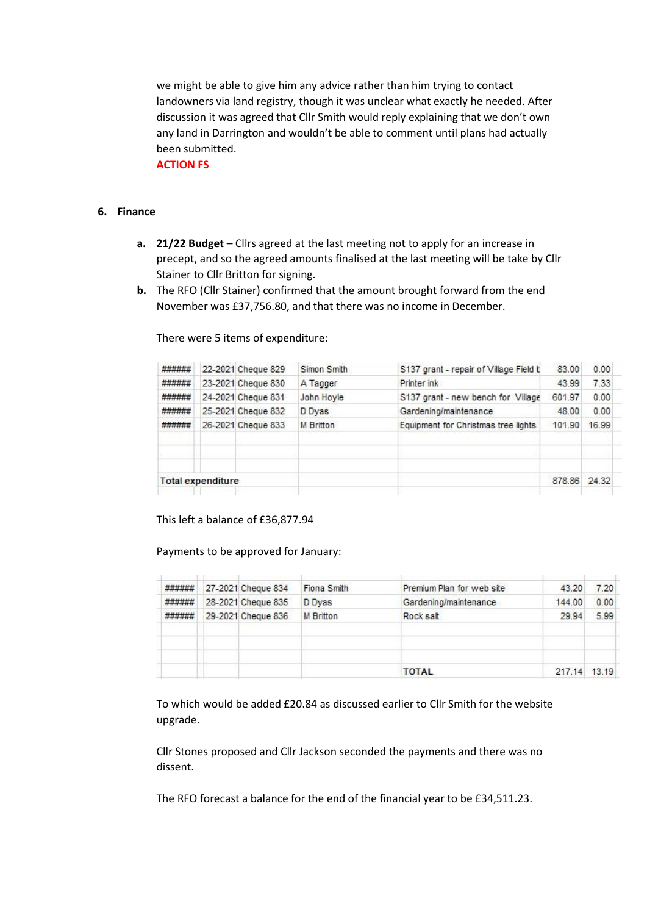we might be able to give him any advice rather than him trying to contact landowners via land registry, though it was unclear what exactly he needed. After discussion it was agreed that Cllr Smith would reply explaining that we don't own any land in Darrington and wouldn't be able to comment until plans had actually been submitted.

**ACTION FS**

6. **Finance**

   a. **21/22 Budget** – Cllrs agreed at the last meeting not to apply for an increase in precept, and so the agreed amounts finalised at the last meeting will be take by Cllr Stainer to Cllr Britton for signing.

   b. The RFO (Cllr Stainer) confirmed that the amount brought forward from the end November was £37,756.80, and that there was no income in December.

   There were 5 items of expenditure:

| | | | | | | |
|---|---|---|---|---|---|---|
| ###### | 22-2021 | Cheque 829 | Simon Smith | S137 grant - repair of Village Field b | 83.00 | 0.00 |
| ###### | 23-2021 | Cheque 830 | A Tagger | Printer ink | 43.99 | 7.33 |
| ###### | 24-2021 | Cheque 831 | John Hoyle | S137 grant - new bench for Village | 601.97 | 0.00 |
| ###### | 25-2021 | Cheque 832 | D Dyas | Gardening/maintenance | 48.00 | 0.00 |
| ###### | 26-2021 | Cheque 833 | M Britton | Equipment for Christmas tree lights | 101.90 | 16.99 |
| | | | | | | |
| | | | | | | |
| **Total expenditure** | | | | | 878.86 | 24.32 |

   This left a balance of £36,877.94

   Payments to be approved for January:

| | | | | | | |
|---|---|---|---|---|---|---|
| ###### | 27-2021 | Cheque 834 | Fiona Smith | Premium Plan for web site | 43.20 | 7.20 |
| ###### | 28-2021 | Cheque 835 | D Dyas | Gardening/maintenance | 144.00 | 0.00 |
| ###### | 29-2021 | Cheque 836 | M Britton | Rock salt | 29.94 | 5.99 |
| | | | | | | |
| | | | | | | |
| | | | | **TOTAL** | 217.14 | 13.19 |

   To which would be added £20.84 as discussed earlier to Cllr Smith for the website upgrade.

   Cllr Stones proposed and Cllr Jackson seconded the payments and there was no dissent.

   The RFO forecast a balance for the end of the financial year to be £34,511.23.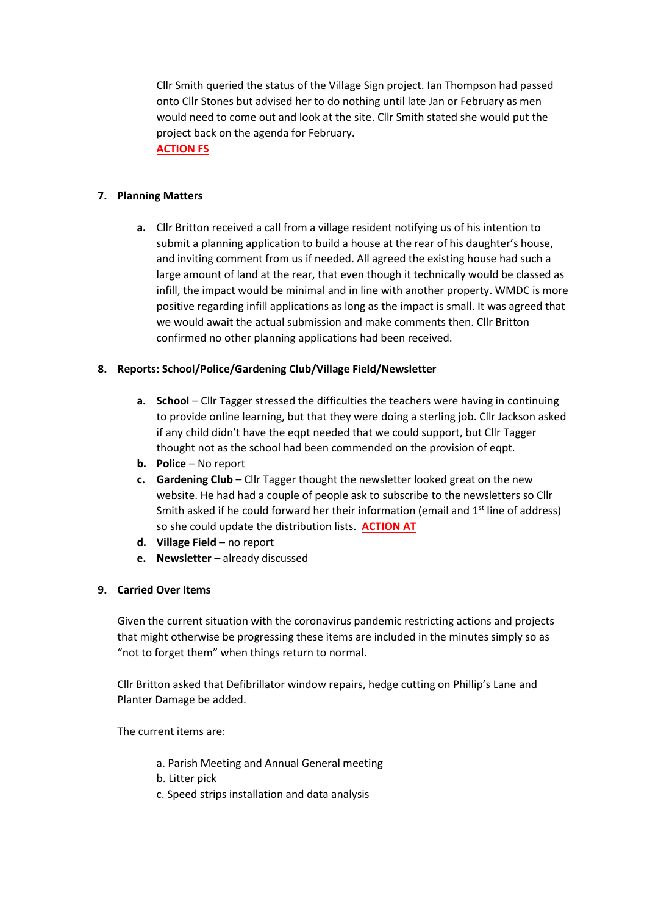Cllr Smith queried the status of the Village Sign project. Ian Thompson had passed onto Cllr Stones but advised her to do nothing until late Jan or February as men would need to come out and look at the site. Cllr Smith stated she would put the project back on the agenda for February.

**ACTION FS**

## 7. Planning Matters

**a.** Cllr Britton received a call from a village resident notifying us of his intention to submit a planning application to build a house at the rear of his daughter's house, and inviting comment from us if needed. All agreed the existing house had such a large amount of land at the rear, that even though it technically would be classed as infill, the impact would be minimal and in line with another property. WMDC is more positive regarding infill applications as long as the impact is small. It was agreed that we would await the actual submission and make comments then. Cllr Britton confirmed no other planning applications had been received.

## 8. Reports: School/Police/Gardening Club/Village Field/Newsletter

**a.** **School** – Cllr Tagger stressed the difficulties the teachers were having in continuing to provide online learning, but that they were doing a sterling job. Cllr Jackson asked if any child didn't have the eqpt needed that we could support, but Cllr Tagger thought not as the school had been commended on the provision of eqpt.

**b.** **Police** – No report

**c.** **Gardening Club** – Cllr Tagger thought the newsletter looked great on the new website. He had had a couple of people ask to subscribe to the newsletters so Cllr Smith asked if he could forward her their information (email and 1st line of address) so she could update the distribution lists. **ACTION AT**

**d.** **Village Field** – no report

**e.** **Newsletter –** already discussed

## 9. Carried Over Items

Given the current situation with the coronavirus pandemic restricting actions and projects that might otherwise be progressing these items are included in the minutes simply so as "not to forget them" when things return to normal.

Cllr Britton asked that Defibrillator window repairs, hedge cutting on Phillip's Lane and Planter Damage be added.

The current items are:

a. Parish Meeting and Annual General meeting
b. Litter pick
c. Speed strips installation and data analysis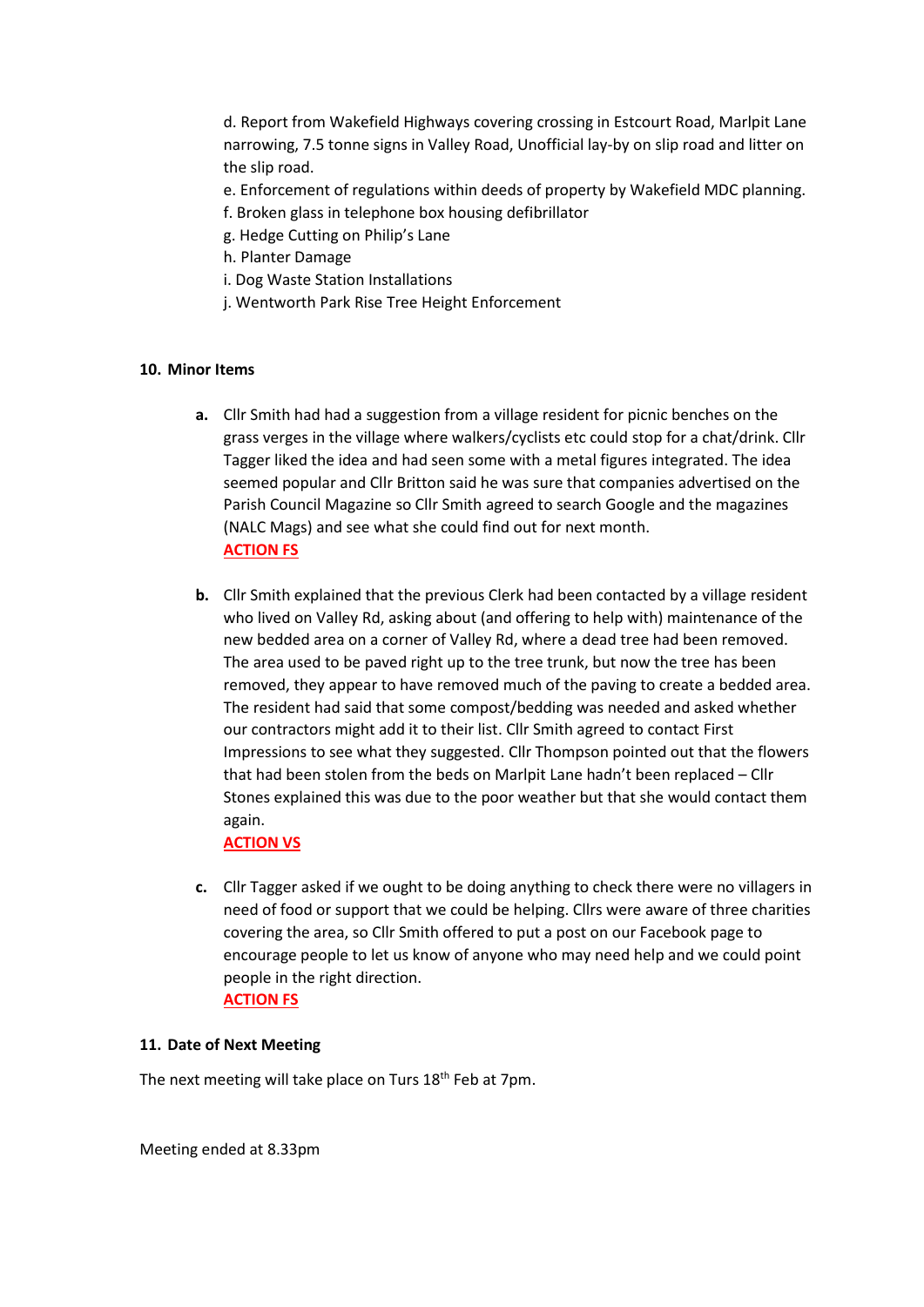d. Report from Wakefield Highways covering crossing in Estcourt Road, Marlpit Lane narrowing, 7.5 tonne signs in Valley Road, Unofficial lay-by on slip road and litter on the slip road.

e. Enforcement of regulations within deeds of property by Wakefield MDC planning.

f. Broken glass in telephone box housing defibrillator

g. Hedge Cutting on Philip's Lane

h. Planter Damage

i. Dog Waste Station Installations

j. Wentworth Park Rise Tree Height Enforcement

**10. Minor Items**

**a.** Cllr Smith had had a suggestion from a village resident for picnic benches on the grass verges in the village where walkers/cyclists etc could stop for a chat/drink. Cllr Tagger liked the idea and had seen some with a metal figures integrated. The idea seemed popular and Cllr Britton said he was sure that companies advertised on the Parish Council Magazine so Cllr Smith agreed to search Google and the magazines (NALC Mags) and see what she could find out for next month.
**ACTION FS**

**b.** Cllr Smith explained that the previous Clerk had been contacted by a village resident who lived on Valley Rd, asking about (and offering to help with) maintenance of the new bedded area on a corner of Valley Rd, where a dead tree had been removed. The area used to be paved right up to the tree trunk, but now the tree has been removed, they appear to have removed much of the paving to create a bedded area. The resident had said that some compost/bedding was needed and asked whether our contractors might add it to their list. Cllr Smith agreed to contact First Impressions to see what they suggested. Cllr Thompson pointed out that the flowers that had been stolen from the beds on Marlpit Lane hadn't been replaced – Cllr Stones explained this was due to the poor weather but that she would contact them again.
**ACTION VS**

**c.** Cllr Tagger asked if we ought to be doing anything to check there were no villagers in need of food or support that we could be helping. Cllrs were aware of three charities covering the area, so Cllr Smith offered to put a post on our Facebook page to encourage people to let us know of anyone who may need help and we could point people in the right direction.
**ACTION FS**

**11. Date of Next Meeting**

The next meeting will take place on Turs 18th Feb at 7pm.

Meeting ended at 8.33pm